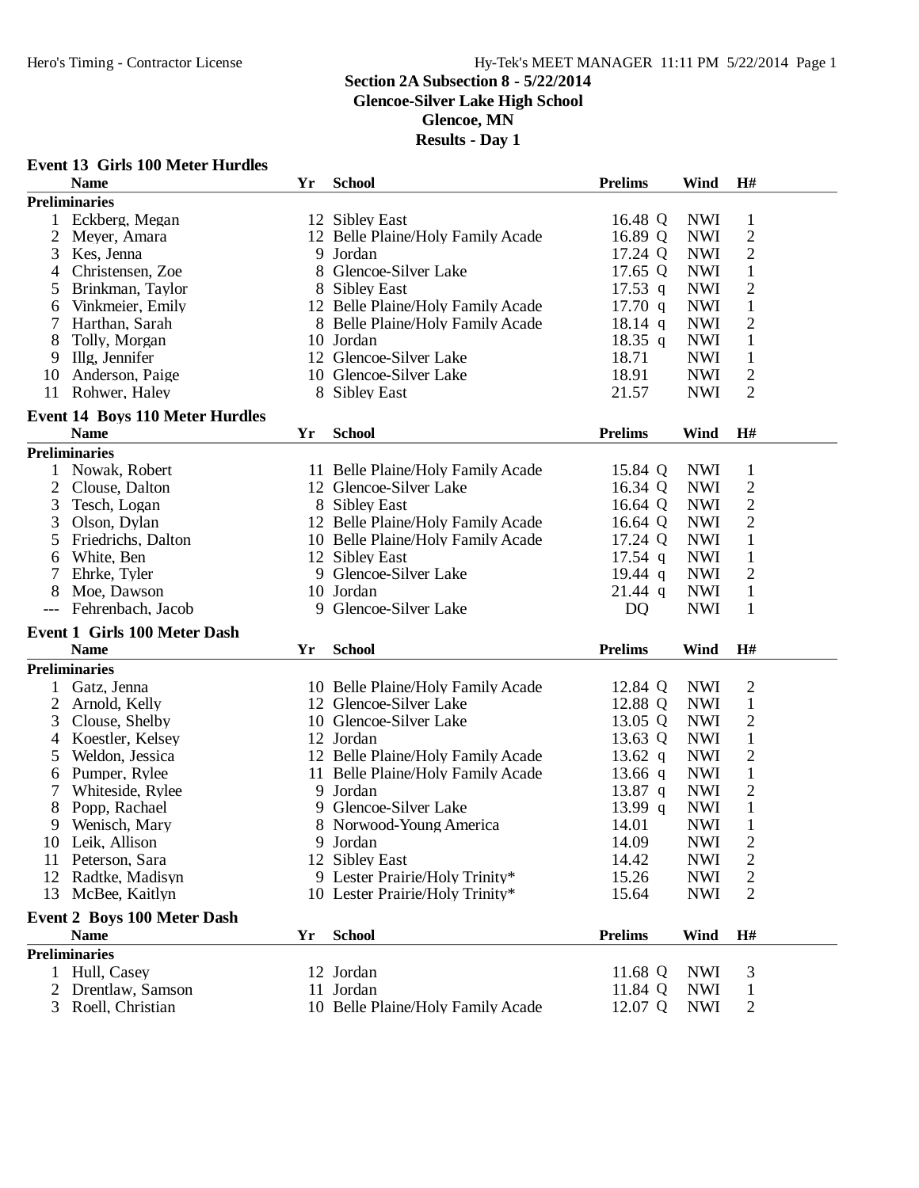# Section 2A Subsection 8 - 5/22/2014
## Glencoe-Silver Lake High School
## Glencoe, MN
## Results - Day 1

### Event 13 Girls 100 Meter Hurdles

| | Name | Yr | School | Prelims | Wind | H# |
|---|---|---|---|---|---|---|
| **Preliminaries** | | | | | | |
| 1 | Eckberg, Megan | 12 | Sibley East | 16.48 Q | NWI | 1 |
| 2 | Meyer, Amara | 12 | Belle Plaine/Holy Family Acade | 16.89 Q | NWI | 2 |
| 3 | Kes, Jenna | 9 | Jordan | 17.24 Q | NWI | 2 |
| 4 | Christensen, Zoe | 8 | Glencoe-Silver Lake | 17.65 Q | NWI | 1 |
| 5 | Brinkman, Taylor | 8 | Sibley East | 17.53 q | NWI | 2 |
| 6 | Vinkmeier, Emily | 12 | Belle Plaine/Holy Family Acade | 17.70 q | NWI | 1 |
| 7 | Harthan, Sarah | 8 | Belle Plaine/Holy Family Acade | 18.14 q | NWI | 2 |
| 8 | Tolly, Morgan | 10 | Jordan | 18.35 q | NWI | 1 |
| 9 | Illg, Jennifer | 12 | Glencoe-Silver Lake | 18.71 | NWI | 1 |
| 10 | Anderson, Paige | 10 | Glencoe-Silver Lake | 18.91 | NWI | 2 |
| 11 | Rohwer, Haley | 8 | Sibley East | 21.57 | NWI | 2 |

### Event 14 Boys 110 Meter Hurdles

| | Name | Yr | School | Prelims | Wind | H# |
|---|---|---|---|---|---|---|
| **Preliminaries** | | | | | | |
| 1 | Nowak, Robert | 11 | Belle Plaine/Holy Family Acade | 15.84 Q | NWI | 1 |
| 2 | Clouse, Dalton | 12 | Glencoe-Silver Lake | 16.34 Q | NWI | 2 |
| 3 | Tesch, Logan | 8 | Sibley East | 16.64 Q | NWI | 2 |
| 3 | Olson, Dylan | 12 | Belle Plaine/Holy Family Acade | 16.64 Q | NWI | 2 |
| 5 | Friedrichs, Dalton | 10 | Belle Plaine/Holy Family Acade | 17.24 Q | NWI | 1 |
| 6 | White, Ben | 12 | Sibley East | 17.54 q | NWI | 1 |
| 7 | Ehrke, Tyler | 9 | Glencoe-Silver Lake | 19.44 q | NWI | 2 |
| 8 | Moe, Dawson | 10 | Jordan | 21.44 q | NWI | 1 |
| --- | Fehrenbach, Jacob | 9 | Glencoe-Silver Lake | DQ | NWI | 1 |

### Event 1 Girls 100 Meter Dash

| | Name | Yr | School | Prelims | Wind | H# |
|---|---|---|---|---|---|---|
| **Preliminaries** | | | | | | |
| 1 | Gatz, Jenna | 10 | Belle Plaine/Holy Family Acade | 12.84 Q | NWI | 2 |
| 2 | Arnold, Kelly | 12 | Glencoe-Silver Lake | 12.88 Q | NWI | 1 |
| 3 | Clouse, Shelby | 10 | Glencoe-Silver Lake | 13.05 Q | NWI | 2 |
| 4 | Koestler, Kelsey | 12 | Jordan | 13.63 Q | NWI | 1 |
| 5 | Weldon, Jessica | 12 | Belle Plaine/Holy Family Acade | 13.62 q | NWI | 2 |
| 6 | Pumper, Rylee | 11 | Belle Plaine/Holy Family Acade | 13.66 q | NWI | 1 |
| 7 | Whiteside, Rylee | 9 | Jordan | 13.87 q | NWI | 2 |
| 8 | Popp, Rachael | 9 | Glencoe-Silver Lake | 13.99 q | NWI | 1 |
| 9 | Wenisch, Mary | 8 | Norwood-Young America | 14.01 | NWI | 1 |
| 10 | Leik, Allison | 9 | Jordan | 14.09 | NWI | 2 |
| 11 | Peterson, Sara | 12 | Sibley East | 14.42 | NWI | 2 |
| 12 | Radtke, Madisyn | 9 | Lester Prairie/Holy Trinity* | 15.26 | NWI | 2 |
| 13 | McBee, Kaitlyn | 10 | Lester Prairie/Holy Trinity* | 15.64 | NWI | 2 |

### Event 2 Boys 100 Meter Dash

| | Name | Yr | School | Prelims | Wind | H# |
|---|---|---|---|---|---|---|
| **Preliminaries** | | | | | | |
| 1 | Hull, Casey | 12 | Jordan | 11.68 Q | NWI | 3 |
| 2 | Drentlaw, Samson | 11 | Jordan | 11.84 Q | NWI | 1 |
| 3 | Roell, Christian | 10 | Belle Plaine/Holy Family Acade | 12.07 Q | NWI | 2 |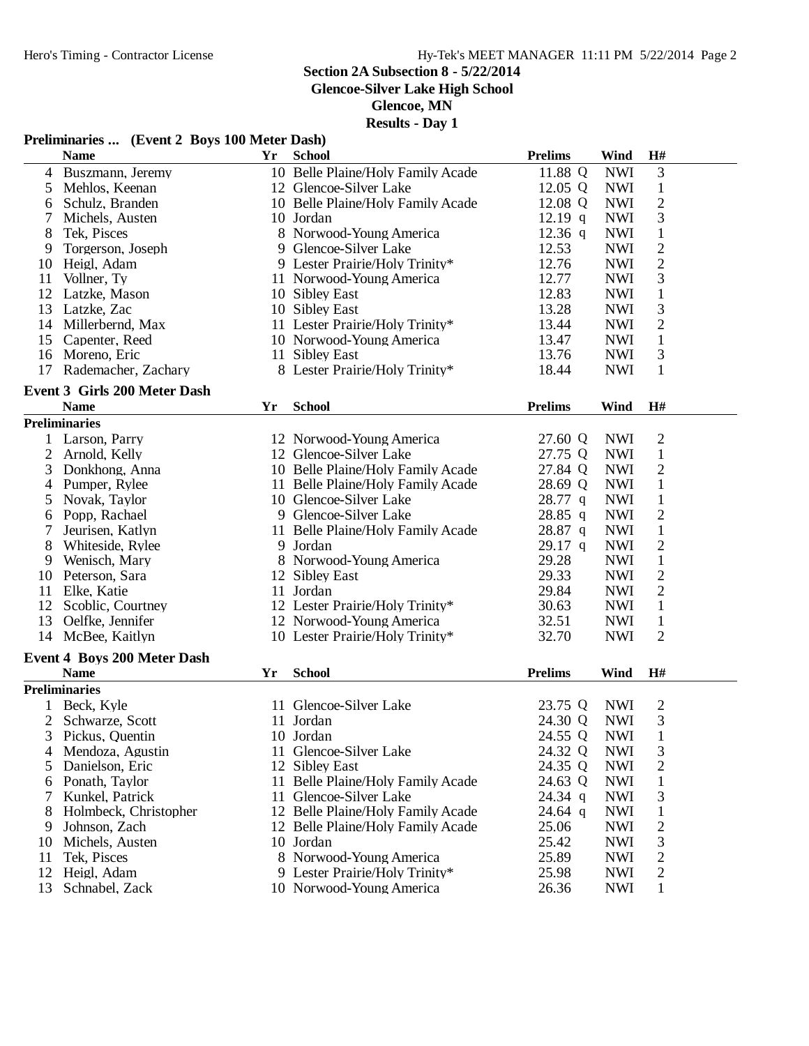## Section 2A Subsection 8 - 5/22/2014

**Glencoe-Silver Lake High School**

**Glencoe, MN**

**Results - Day 1**

### Preliminaries ... (Event 2 Boys 100 Meter Dash)

| | Name | Yr | School | Prelims | Wind | H# |
|---|---|---|---|---|---|---|
| 4 | Buszmann, Jeremy | 10 | Belle Plaine/Holy Family Acade | 11.88 Q | NWI | 3 |
| 5 | Mehlos, Keenan | 12 | Glencoe-Silver Lake | 12.05 Q | NWI | 1 |
| 6 | Schulz, Branden | 10 | Belle Plaine/Holy Family Acade | 12.08 Q | NWI | 2 |
| 7 | Michels, Austen | 10 | Jordan | 12.19 q | NWI | 3 |
| 8 | Tek, Pisces | 8 | Norwood-Young America | 12.36 q | NWI | 1 |
| 9 | Torgerson, Joseph | 9 | Glencoe-Silver Lake | 12.53 | NWI | 2 |
| 10 | Heigl, Adam | 9 | Lester Prairie/Holy Trinity* | 12.76 | NWI | 2 |
| 11 | Vollner, Ty | 11 | Norwood-Young America | 12.77 | NWI | 3 |
| 12 | Latzke, Mason | 10 | Sibley East | 12.83 | NWI | 1 |
| 13 | Latzke, Zac | 10 | Sibley East | 13.28 | NWI | 3 |
| 14 | Millerbernd, Max | 11 | Lester Prairie/Holy Trinity* | 13.44 | NWI | 2 |
| 15 | Capenter, Reed | 10 | Norwood-Young America | 13.47 | NWI | 1 |
| 16 | Moreno, Eric | 11 | Sibley East | 13.76 | NWI | 3 |
| 17 | Rademacher, Zachary | 8 | Lester Prairie/Holy Trinity* | 18.44 | NWI | 1 |

### Event 3 Girls 200 Meter Dash

**Preliminaries**

| | Name | Yr | School | Prelims | Wind | H# |
|---|---|---|---|---|---|---|
| 1 | Larson, Parry | 12 | Norwood-Young America | 27.60 Q | NWI | 2 |
| 2 | Arnold, Kelly | 12 | Glencoe-Silver Lake | 27.75 Q | NWI | 1 |
| 3 | Donkhong, Anna | 10 | Belle Plaine/Holy Family Acade | 27.84 Q | NWI | 2 |
| 4 | Pumper, Rylee | 11 | Belle Plaine/Holy Family Acade | 28.69 Q | NWI | 1 |
| 5 | Novak, Taylor | 10 | Glencoe-Silver Lake | 28.77 q | NWI | 1 |
| 6 | Popp, Rachael | 9 | Glencoe-Silver Lake | 28.85 q | NWI | 2 |
| 7 | Jeurisen, Katlyn | 11 | Belle Plaine/Holy Family Acade | 28.87 q | NWI | 1 |
| 8 | Whiteside, Rylee | 9 | Jordan | 29.17 q | NWI | 2 |
| 9 | Wenisch, Mary | 8 | Norwood-Young America | 29.28 | NWI | 1 |
| 10 | Peterson, Sara | 12 | Sibley East | 29.33 | NWI | 2 |
| 11 | Elke, Katie | 11 | Jordan | 29.84 | NWI | 2 |
| 12 | Scoblic, Courtney | 12 | Lester Prairie/Holy Trinity* | 30.63 | NWI | 1 |
| 13 | Oelfke, Jennifer | 12 | Norwood-Young America | 32.51 | NWI | 1 |
| 14 | McBee, Kaitlyn | 10 | Lester Prairie/Holy Trinity* | 32.70 | NWI | 2 |

### Event 4 Boys 200 Meter Dash

**Preliminaries**

| | Name | Yr | School | Prelims | Wind | H# |
|---|---|---|---|---|---|---|
| 1 | Beck, Kyle | 11 | Glencoe-Silver Lake | 23.75 Q | NWI | 2 |
| 2 | Schwarze, Scott | 11 | Jordan | 24.30 Q | NWI | 3 |
| 3 | Pickus, Quentin | 10 | Jordan | 24.55 Q | NWI | 1 |
| 4 | Mendoza, Agustin | 11 | Glencoe-Silver Lake | 24.32 Q | NWI | 3 |
| 5 | Danielson, Eric | 12 | Sibley East | 24.35 Q | NWI | 2 |
| 6 | Ponath, Taylor | 11 | Belle Plaine/Holy Family Acade | 24.63 Q | NWI | 1 |
| 7 | Kunkel, Patrick | 11 | Glencoe-Silver Lake | 24.34 q | NWI | 3 |
| 8 | Holmbeck, Christopher | 12 | Belle Plaine/Holy Family Acade | 24.64 q | NWI | 1 |
| 9 | Johnson, Zach | 12 | Belle Plaine/Holy Family Acade | 25.06 | NWI | 2 |
| 10 | Michels, Austen | 10 | Jordan | 25.42 | NWI | 3 |
| 11 | Tek, Pisces | 8 | Norwood-Young America | 25.89 | NWI | 2 |
| 12 | Heigl, Adam | 9 | Lester Prairie/Holy Trinity* | 25.98 | NWI | 2 |
| 13 | Schnabel, Zack | 10 | Norwood-Young America | 26.36 | NWI | 1 |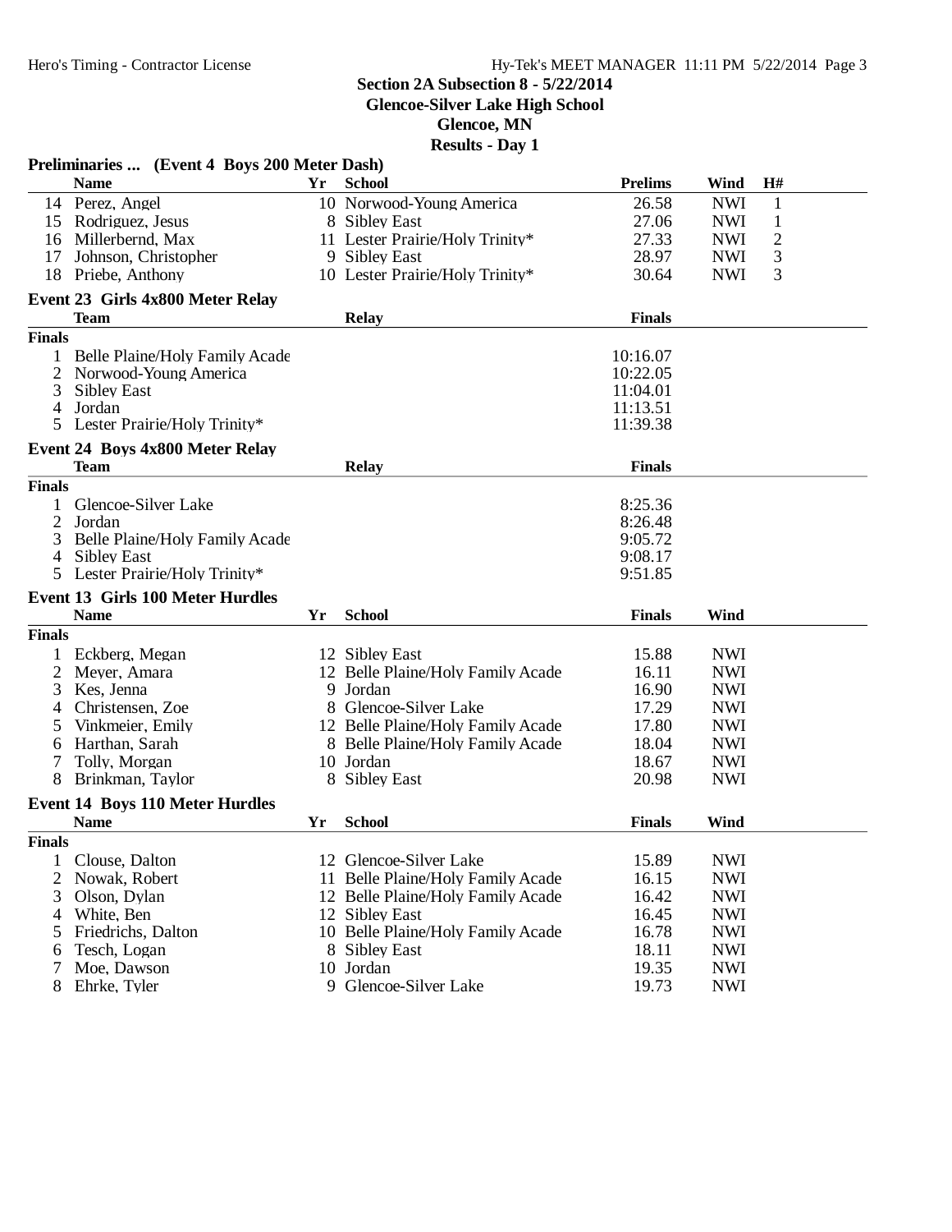## Section 2A Subsection 8 - 5/22/2014
**Glencoe-Silver Lake High School**
**Glencoe, MN**
**Results - Day 1**

### Preliminaries ... (Event 4 Boys 200 Meter Dash)

| | Name | Yr | School | Prelims | Wind | H# |
|---|---|---|---|---|---|---|
| 14 | Perez, Angel | 10 | Norwood-Young America | 26.58 | NWI | 1 |
| 15 | Rodriguez, Jesus | 8 | Sibley East | 27.06 | NWI | 1 |
| 16 | Millerbernd, Max | 11 | Lester Prairie/Holy Trinity* | 27.33 | NWI | 2 |
| 17 | Johnson, Christopher | 9 | Sibley East | 28.97 | NWI | 3 |
| 18 | Priebe, Anthony | 10 | Lester Prairie/Holy Trinity* | 30.64 | NWI | 3 |

### Event 23 Girls 4x800 Meter Relay

| | Team | Relay | Finals |
|---|---|---|---|
| **Finals** | | | |
| 1 | Belle Plaine/Holy Family Acade | | 10:16.07 |
| 2 | Norwood-Young America | | 10:22.05 |
| 3 | Sibley East | | 11:04.01 |
| 4 | Jordan | | 11:13.51 |
| 5 | Lester Prairie/Holy Trinity* | | 11:39.38 |

### Event 24 Boys 4x800 Meter Relay

| | Team | Relay | Finals |
|---|---|---|---|
| **Finals** | | | |
| 1 | Glencoe-Silver Lake | | 8:25.36 |
| 2 | Jordan | | 8:26.48 |
| 3 | Belle Plaine/Holy Family Acade | | 9:05.72 |
| 4 | Sibley East | | 9:08.17 |
| 5 | Lester Prairie/Holy Trinity* | | 9:51.85 |

### Event 13 Girls 100 Meter Hurdles

| | Name | Yr | School | Finals | Wind |
|---|---|---|---|---|---|
| **Finals** | | | | | |
| 1 | Eckberg, Megan | 12 | Sibley East | 15.88 | NWI |
| 2 | Meyer, Amara | 12 | Belle Plaine/Holy Family Acade | 16.11 | NWI |
| 3 | Kes, Jenna | 9 | Jordan | 16.90 | NWI |
| 4 | Christensen, Zoe | 8 | Glencoe-Silver Lake | 17.29 | NWI |
| 5 | Vinkmeier, Emily | 12 | Belle Plaine/Holy Family Acade | 17.80 | NWI |
| 6 | Harthan, Sarah | 8 | Belle Plaine/Holy Family Acade | 18.04 | NWI |
| 7 | Tolly, Morgan | 10 | Jordan | 18.67 | NWI |
| 8 | Brinkman, Taylor | 8 | Sibley East | 20.98 | NWI |

### Event 14 Boys 110 Meter Hurdles

| | Name | Yr | School | Finals | Wind |
|---|---|---|---|---|---|
| **Finals** | | | | | |
| 1 | Clouse, Dalton | 12 | Glencoe-Silver Lake | 15.89 | NWI |
| 2 | Nowak, Robert | 11 | Belle Plaine/Holy Family Acade | 16.15 | NWI |
| 3 | Olson, Dylan | 12 | Belle Plaine/Holy Family Acade | 16.42 | NWI |
| 4 | White, Ben | 12 | Sibley East | 16.45 | NWI |
| 5 | Friedrichs, Dalton | 10 | Belle Plaine/Holy Family Acade | 16.78 | NWI |
| 6 | Tesch, Logan | 8 | Sibley East | 18.11 | NWI |
| 7 | Moe, Dawson | 10 | Jordan | 19.35 | NWI |
| 8 | Ehrke, Tyler | 9 | Glencoe-Silver Lake | 19.73 | NWI |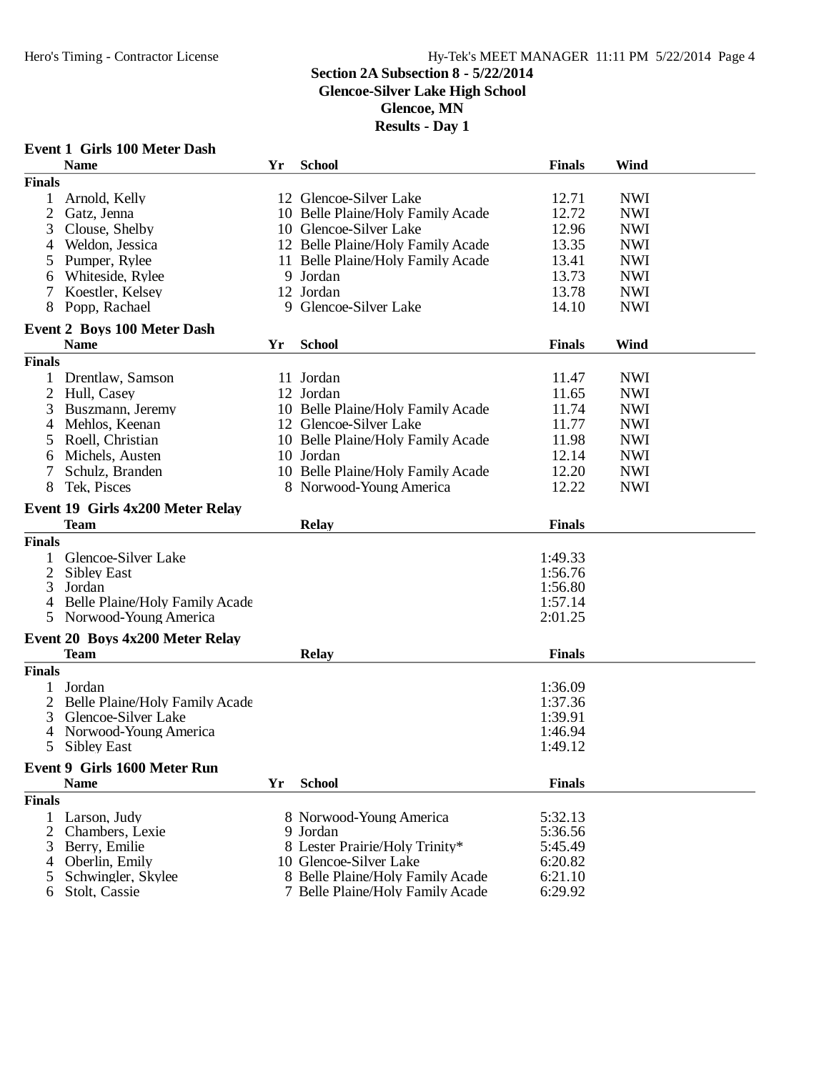**Section 2A Subsection 8 - 5/22/2014**
**Glencoe-Silver Lake High School**
**Glencoe, MN**
**Results - Day 1**

### Event 1 Girls 100 Meter Dash

| | Name | Yr | School | Finals | Wind |
|---|---|---|---|---|---|
| **Finals** | | | | | |
| 1 | Arnold, Kelly | 12 | Glencoe-Silver Lake | 12.71 | NWI |
| 2 | Gatz, Jenna | 10 | Belle Plaine/Holy Family Acade | 12.72 | NWI |
| 3 | Clouse, Shelby | 10 | Glencoe-Silver Lake | 12.96 | NWI |
| 4 | Weldon, Jessica | 12 | Belle Plaine/Holy Family Acade | 13.35 | NWI |
| 5 | Pumper, Rylee | 11 | Belle Plaine/Holy Family Acade | 13.41 | NWI |
| 6 | Whiteside, Rylee | 9 | Jordan | 13.73 | NWI |
| 7 | Koestler, Kelsey | 12 | Jordan | 13.78 | NWI |
| 8 | Popp, Rachael | 9 | Glencoe-Silver Lake | 14.10 | NWI |

### Event 2 Boys 100 Meter Dash

| | Name | Yr | School | Finals | Wind |
|---|---|---|---|---|---|
| **Finals** | | | | | |
| 1 | Drentlaw, Samson | 11 | Jordan | 11.47 | NWI |
| 2 | Hull, Casey | 12 | Jordan | 11.65 | NWI |
| 3 | Buszmann, Jeremy | 10 | Belle Plaine/Holy Family Acade | 11.74 | NWI |
| 4 | Mehlos, Keenan | 12 | Glencoe-Silver Lake | 11.77 | NWI |
| 5 | Roell, Christian | 10 | Belle Plaine/Holy Family Acade | 11.98 | NWI |
| 6 | Michels, Austen | 10 | Jordan | 12.14 | NWI |
| 7 | Schulz, Branden | 10 | Belle Plaine/Holy Family Acade | 12.20 | NWI |
| 8 | Tek, Pisces | 8 | Norwood-Young America | 12.22 | NWI |

### Event 19 Girls 4x200 Meter Relay

| | Team | Relay | Finals |
|---|---|---|---|
| **Finals** | | | |
| 1 | Glencoe-Silver Lake | | 1:49.33 |
| 2 | Sibley East | | 1:56.76 |
| 3 | Jordan | | 1:56.80 |
| 4 | Belle Plaine/Holy Family Acade | | 1:57.14 |
| 5 | Norwood-Young America | | 2:01.25 |

### Event 20 Boys 4x200 Meter Relay

| | Team | Relay | Finals |
|---|---|---|---|
| **Finals** | | | |
| 1 | Jordan | | 1:36.09 |
| 2 | Belle Plaine/Holy Family Acade | | 1:37.36 |
| 3 | Glencoe-Silver Lake | | 1:39.91 |
| 4 | Norwood-Young America | | 1:46.94 |
| 5 | Sibley East | | 1:49.12 |

### Event 9 Girls 1600 Meter Run

| | Name | Yr | School | Finals |
|---|---|---|---|---|
| **Finals** | | | | |
| 1 | Larson, Judy | 8 | Norwood-Young America | 5:32.13 |
| 2 | Chambers, Lexie | 9 | Jordan | 5:36.56 |
| 3 | Berry, Emilie | 8 | Lester Prairie/Holy Trinity* | 5:45.49 |
| 4 | Oberlin, Emily | 10 | Glencoe-Silver Lake | 6:20.82 |
| 5 | Schwingler, Skylee | 8 | Belle Plaine/Holy Family Acade | 6:21.10 |
| 6 | Stolt, Cassie | 7 | Belle Plaine/Holy Family Acade | 6:29.92 |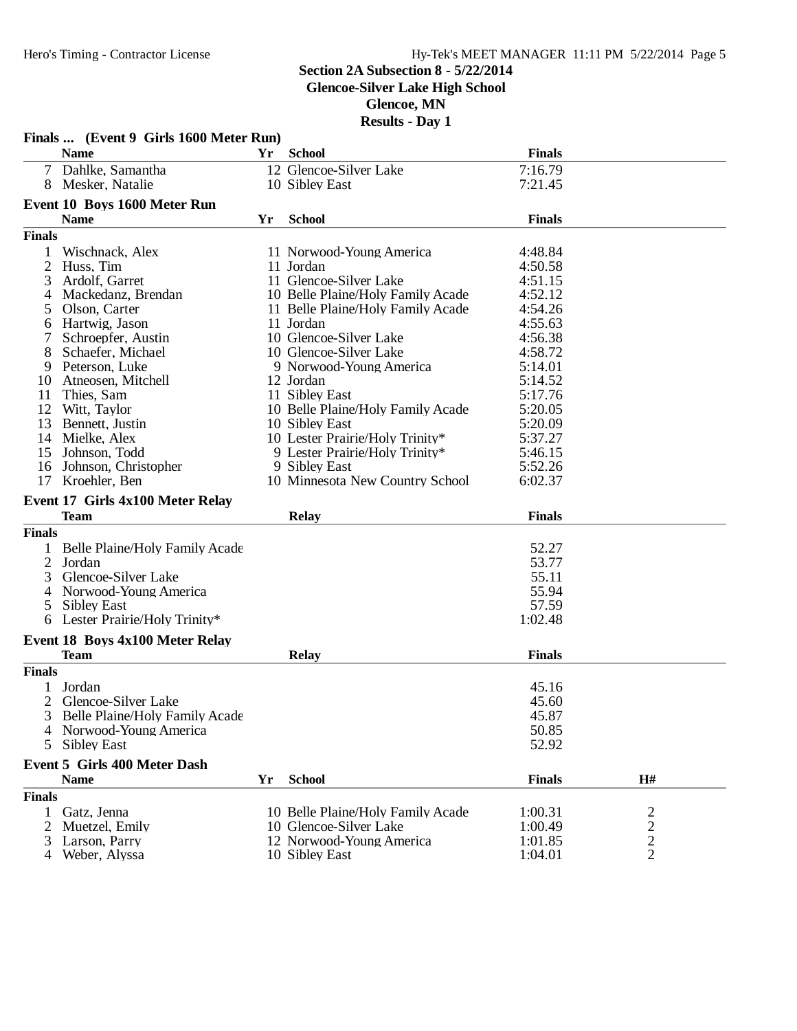**Section 2A Subsection 8 - 5/22/2014**
**Glencoe-Silver Lake High School**
**Glencoe, MN**
**Results - Day 1**

### Finals ... (Event 9 Girls 1600 Meter Run)

| | Name | Yr | School | Finals |
|---|---|---|---|---|
| 7 | Dahlke, Samantha | 12 | Glencoe-Silver Lake | 7:16.79 |
| 8 | Mesker, Natalie | 10 | Sibley East | 7:21.45 |

### Event 10 Boys 1600 Meter Run

**Finals**

| | Name | Yr | School | Finals |
|---|---|---|---|---|
| 1 | Wischnack, Alex | 11 | Norwood-Young America | 4:48.84 |
| 2 | Huss, Tim | 11 | Jordan | 4:50.58 |
| 3 | Ardolf, Garret | 11 | Glencoe-Silver Lake | 4:51.15 |
| 4 | Mackedanz, Brendan | 10 | Belle Plaine/Holy Family Acade | 4:52.12 |
| 5 | Olson, Carter | 11 | Belle Plaine/Holy Family Acade | 4:54.26 |
| 6 | Hartwig, Jason | 11 | Jordan | 4:55.63 |
| 7 | Schroepfer, Austin | 10 | Glencoe-Silver Lake | 4:56.38 |
| 8 | Schaefer, Michael | 10 | Glencoe-Silver Lake | 4:58.72 |
| 9 | Peterson, Luke | 9 | Norwood-Young America | 5:14.01 |
| 10 | Atneosen, Mitchell | 12 | Jordan | 5:14.52 |
| 11 | Thies, Sam | 11 | Sibley East | 5:17.76 |
| 12 | Witt, Taylor | 10 | Belle Plaine/Holy Family Acade | 5:20.05 |
| 13 | Bennett, Justin | 10 | Sibley East | 5:20.09 |
| 14 | Mielke, Alex | 10 | Lester Prairie/Holy Trinity* | 5:37.27 |
| 15 | Johnson, Todd | 9 | Lester Prairie/Holy Trinity* | 5:46.15 |
| 16 | Johnson, Christopher | 9 | Sibley East | 5:52.26 |
| 17 | Kroehler, Ben | 10 | Minnesota New Country School | 6:02.37 |

### Event 17 Girls 4x100 Meter Relay

**Finals**

| | Team | Relay | Finals |
|---|---|---|---|
| 1 | Belle Plaine/Holy Family Acade | | 52.27 |
| 2 | Jordan | | 53.77 |
| 3 | Glencoe-Silver Lake | | 55.11 |
| 4 | Norwood-Young America | | 55.94 |
| 5 | Sibley East | | 57.59 |
| 6 | Lester Prairie/Holy Trinity* | | 1:02.48 |

### Event 18 Boys 4x100 Meter Relay

**Finals**

| | Team | Relay | Finals |
|---|---|---|---|
| 1 | Jordan | | 45.16 |
| 2 | Glencoe-Silver Lake | | 45.60 |
| 3 | Belle Plaine/Holy Family Acade | | 45.87 |
| 4 | Norwood-Young America | | 50.85 |
| 5 | Sibley East | | 52.92 |

### Event 5 Girls 400 Meter Dash

**Finals**

| | Name | Yr | School | Finals | H# |
|---|---|---|---|---|---|
| 1 | Gatz, Jenna | 10 | Belle Plaine/Holy Family Acade | 1:00.31 | 2 |
| 2 | Muetzel, Emily | 10 | Glencoe-Silver Lake | 1:00.49 | 2 |
| 3 | Larson, Parry | 12 | Norwood-Young America | 1:01.85 | 2 |
| 4 | Weber, Alyssa | 10 | Sibley East | 1:04.01 | 2 |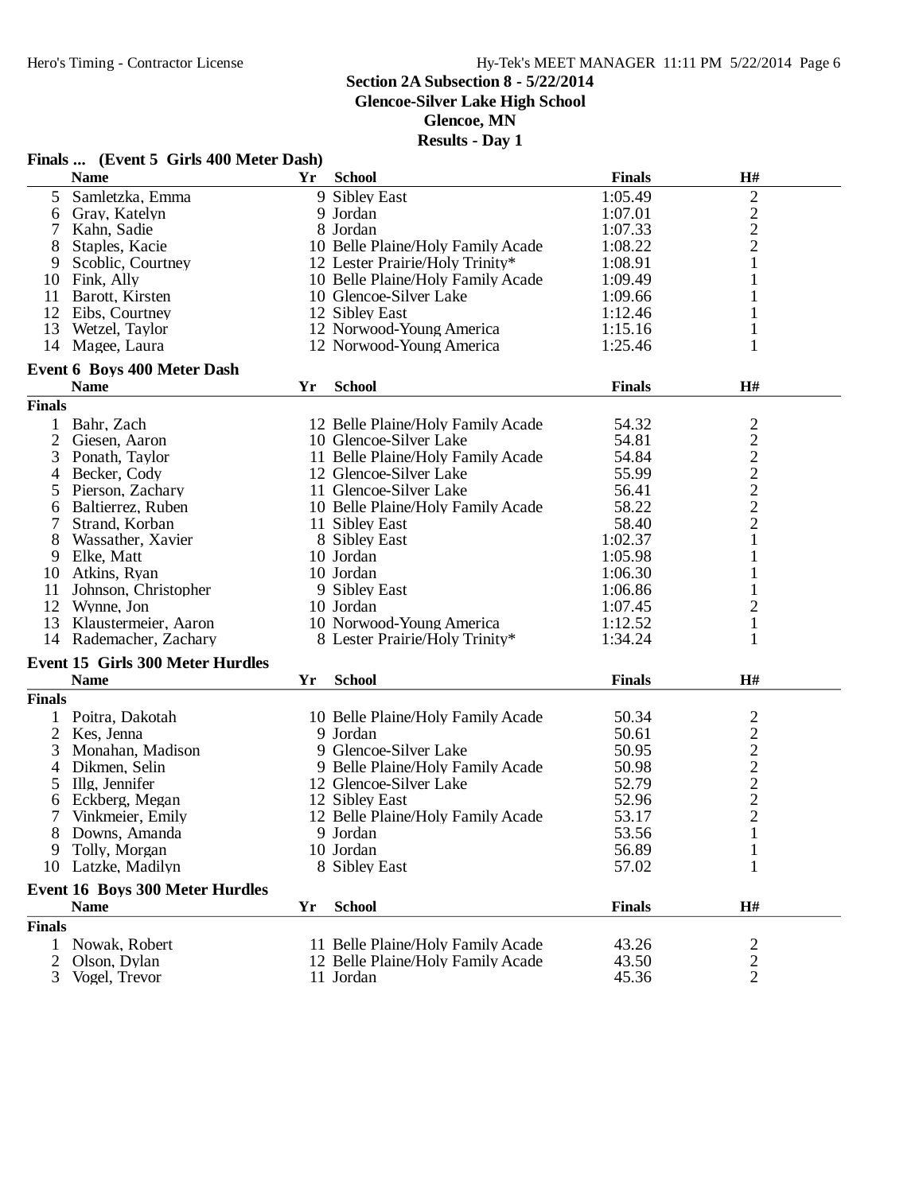**Section 2A Subsection 8 - 5/22/2014**
**Glencoe-Silver Lake High School**
**Glencoe, MN**
**Results - Day 1**

### Finals ... (Event 5 Girls 400 Meter Dash)

| | Name | Yr | School | Finals | H# |
|---|---|---|---|---|---|
| 5 | Samletzka, Emma | 9 | Sibley East | 1:05.49 | 2 |
| 6 | Gray, Katelyn | 9 | Jordan | 1:07.01 | 2 |
| 7 | Kahn, Sadie | 8 | Jordan | 1:07.33 | 2 |
| 8 | Staples, Kacie | 10 | Belle Plaine/Holy Family Acade | 1:08.22 | 2 |
| 9 | Scoblic, Courtney | 12 | Lester Prairie/Holy Trinity* | 1:08.91 | 1 |
| 10 | Fink, Ally | 10 | Belle Plaine/Holy Family Acade | 1:09.49 | 1 |
| 11 | Barott, Kirsten | 10 | Glencoe-Silver Lake | 1:09.66 | 1 |
| 12 | Eibs, Courtney | 12 | Sibley East | 1:12.46 | 1 |
| 13 | Wetzel, Taylor | 12 | Norwood-Young America | 1:15.16 | 1 |
| 14 | Magee, Laura | 12 | Norwood-Young America | 1:25.46 | 1 |

### Event 6 Boys 400 Meter Dash

| | Name | Yr | School | Finals | H# |
|---|---|---|---|---|---|
| **Finals** | | | | | |
| 1 | Bahr, Zach | 12 | Belle Plaine/Holy Family Acade | 54.32 | 2 |
| 2 | Giesen, Aaron | 10 | Glencoe-Silver Lake | 54.81 | 2 |
| 3 | Ponath, Taylor | 11 | Belle Plaine/Holy Family Acade | 54.84 | 2 |
| 4 | Becker, Cody | 12 | Glencoe-Silver Lake | 55.99 | 2 |
| 5 | Pierson, Zachary | 11 | Glencoe-Silver Lake | 56.41 | 2 |
| 6 | Baltierrez, Ruben | 10 | Belle Plaine/Holy Family Acade | 58.22 | 2 |
| 7 | Strand, Korban | 11 | Sibley East | 58.40 | 2 |
| 8 | Wassather, Xavier | 8 | Sibley East | 1:02.37 | 1 |
| 9 | Elke, Matt | 10 | Jordan | 1:05.98 | 1 |
| 10 | Atkins, Ryan | 10 | Jordan | 1:06.30 | 1 |
| 11 | Johnson, Christopher | 9 | Sibley East | 1:06.86 | 1 |
| 12 | Wynne, Jon | 10 | Jordan | 1:07.45 | 2 |
| 13 | Klaustermeier, Aaron | 10 | Norwood-Young America | 1:12.52 | 1 |
| 14 | Rademacher, Zachary | 8 | Lester Prairie/Holy Trinity* | 1:34.24 | 1 |

### Event 15 Girls 300 Meter Hurdles

| | Name | Yr | School | Finals | H# |
|---|---|---|---|---|---|
| **Finals** | | | | | |
| 1 | Poitra, Dakotah | 10 | Belle Plaine/Holy Family Acade | 50.34 | 2 |
| 2 | Kes, Jenna | 9 | Jordan | 50.61 | 2 |
| 3 | Monahan, Madison | 9 | Glencoe-Silver Lake | 50.95 | 2 |
| 4 | Dikmen, Selin | 9 | Belle Plaine/Holy Family Acade | 50.98 | 2 |
| 5 | Illg, Jennifer | 12 | Glencoe-Silver Lake | 52.79 | 2 |
| 6 | Eckberg, Megan | 12 | Sibley East | 52.96 | 2 |
| 7 | Vinkmeier, Emily | 12 | Belle Plaine/Holy Family Acade | 53.17 | 2 |
| 8 | Downs, Amanda | 9 | Jordan | 53.56 | 1 |
| 9 | Tolly, Morgan | 10 | Jordan | 56.89 | 1 |
| 10 | Latzke, Madilyn | 8 | Sibley East | 57.02 | 1 |

### Event 16 Boys 300 Meter Hurdles

| | Name | Yr | School | Finals | H# |
|---|---|---|---|---|---|
| **Finals** | | | | | |
| 1 | Nowak, Robert | 11 | Belle Plaine/Holy Family Acade | 43.26 | 2 |
| 2 | Olson, Dylan | 12 | Belle Plaine/Holy Family Acade | 43.50 | 2 |
| 3 | Vogel, Trevor | 11 | Jordan | 45.36 | 2 |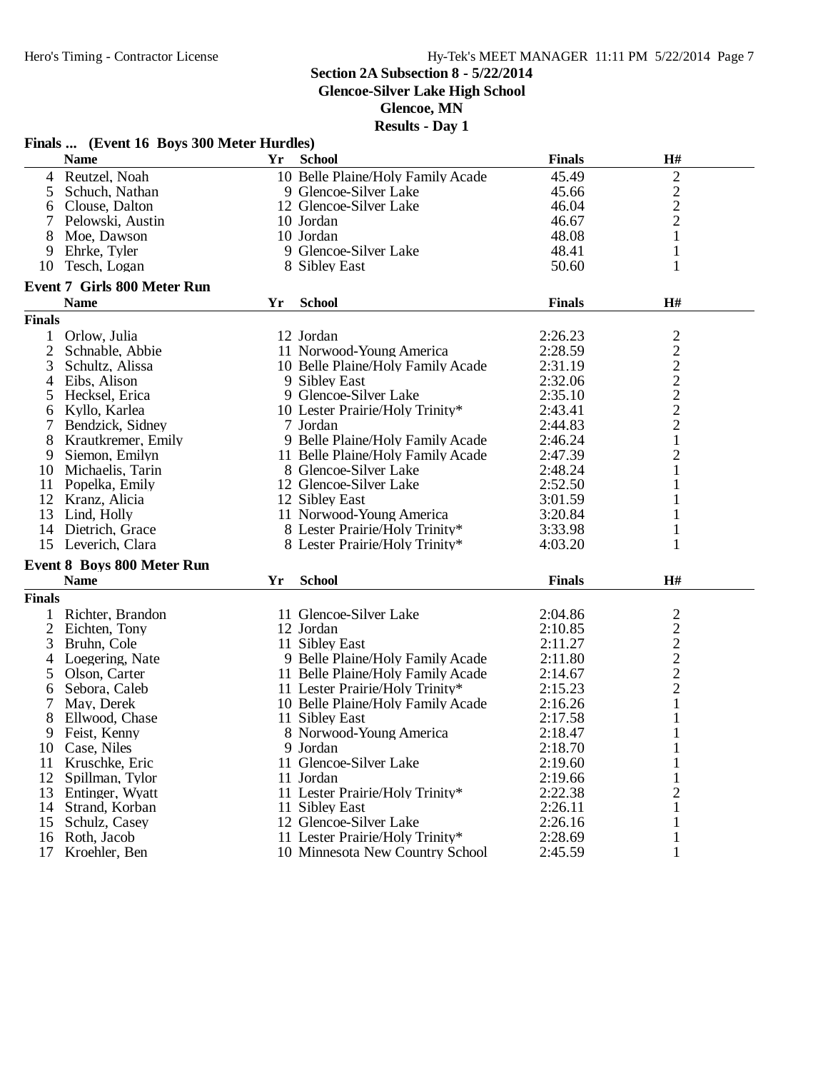## Section 2A Subsection 8 - 5/22/2014

**Glencoe-Silver Lake High School**

**Glencoe, MN**

**Results - Day 1**

### Finals ... (Event 16 Boys 300 Meter Hurdles)

| | Name | Yr | School | Finals | H# |
|---|---|---|---|---|---|
| 4 | Reutzel, Noah | 10 | Belle Plaine/Holy Family Acade | 45.49 | 2 |
| 5 | Schuch, Nathan | 9 | Glencoe-Silver Lake | 45.66 | 2 |
| 6 | Clouse, Dalton | 12 | Glencoe-Silver Lake | 46.04 | 2 |
| 7 | Pelowski, Austin | 10 | Jordan | 46.67 | 2 |
| 8 | Moe, Dawson | 10 | Jordan | 48.08 | 1 |
| 9 | Ehrke, Tyler | 9 | Glencoe-Silver Lake | 48.41 | 1 |
| 10 | Tesch, Logan | 8 | Sibley East | 50.60 | 1 |

### Event 7 Girls 800 Meter Run

| | Name | Yr | School | Finals | H# |
|---|---|---|---|---|---|
| **Finals** | | | | | |
| 1 | Orlow, Julia | 12 | Jordan | 2:26.23 | 2 |
| 2 | Schnable, Abbie | 11 | Norwood-Young America | 2:28.59 | 2 |
| 3 | Schultz, Alissa | 10 | Belle Plaine/Holy Family Acade | 2:31.19 | 2 |
| 4 | Eibs, Alison | 9 | Sibley East | 2:32.06 | 2 |
| 5 | Hecksel, Erica | 9 | Glencoe-Silver Lake | 2:35.10 | 2 |
| 6 | Kyllo, Karlea | 10 | Lester Prairie/Holy Trinity* | 2:43.41 | 2 |
| 7 | Bendzick, Sidney | 7 | Jordan | 2:44.83 | 2 |
| 8 | Krautkremer, Emily | 9 | Belle Plaine/Holy Family Acade | 2:46.24 | 1 |
| 9 | Siemon, Emilyn | 11 | Belle Plaine/Holy Family Acade | 2:47.39 | 2 |
| 10 | Michaelis, Tarin | 8 | Glencoe-Silver Lake | 2:48.24 | 1 |
| 11 | Popelka, Emily | 12 | Glencoe-Silver Lake | 2:52.50 | 1 |
| 12 | Kranz, Alicia | 12 | Sibley East | 3:01.59 | 1 |
| 13 | Lind, Holly | 11 | Norwood-Young America | 3:20.84 | 1 |
| 14 | Dietrich, Grace | 8 | Lester Prairie/Holy Trinity* | 3:33.98 | 1 |
| 15 | Leverich, Clara | 8 | Lester Prairie/Holy Trinity* | 4:03.20 | 1 |

### Event 8 Boys 800 Meter Run

| | Name | Yr | School | Finals | H# |
|---|---|---|---|---|---|
| **Finals** | | | | | |
| 1 | Richter, Brandon | 11 | Glencoe-Silver Lake | 2:04.86 | 2 |
| 2 | Eichten, Tony | 12 | Jordan | 2:10.85 | 2 |
| 3 | Bruhn, Cole | 11 | Sibley East | 2:11.27 | 2 |
| 4 | Loegering, Nate | 9 | Belle Plaine/Holy Family Acade | 2:11.80 | 2 |
| 5 | Olson, Carter | 11 | Belle Plaine/Holy Family Acade | 2:14.67 | 2 |
| 6 | Sebora, Caleb | 11 | Lester Prairie/Holy Trinity* | 2:15.23 | 2 |
| 7 | May, Derek | 10 | Belle Plaine/Holy Family Acade | 2:16.26 | 1 |
| 8 | Ellwood, Chase | 11 | Sibley East | 2:17.58 | 1 |
| 9 | Feist, Kenny | 8 | Norwood-Young America | 2:18.47 | 1 |
| 10 | Case, Niles | 9 | Jordan | 2:18.70 | 1 |
| 11 | Kruschke, Eric | 11 | Glencoe-Silver Lake | 2:19.60 | 1 |
| 12 | Spillman, Tylor | 11 | Jordan | 2:19.66 | 1 |
| 13 | Entinger, Wyatt | 11 | Lester Prairie/Holy Trinity* | 2:22.38 | 2 |
| 14 | Strand, Korban | 11 | Sibley East | 2:26.11 | 1 |
| 15 | Schulz, Casey | 12 | Glencoe-Silver Lake | 2:26.16 | 1 |
| 16 | Roth, Jacob | 11 | Lester Prairie/Holy Trinity* | 2:28.69 | 1 |
| 17 | Kroehler, Ben | 10 | Minnesota New Country School | 2:45.59 | 1 |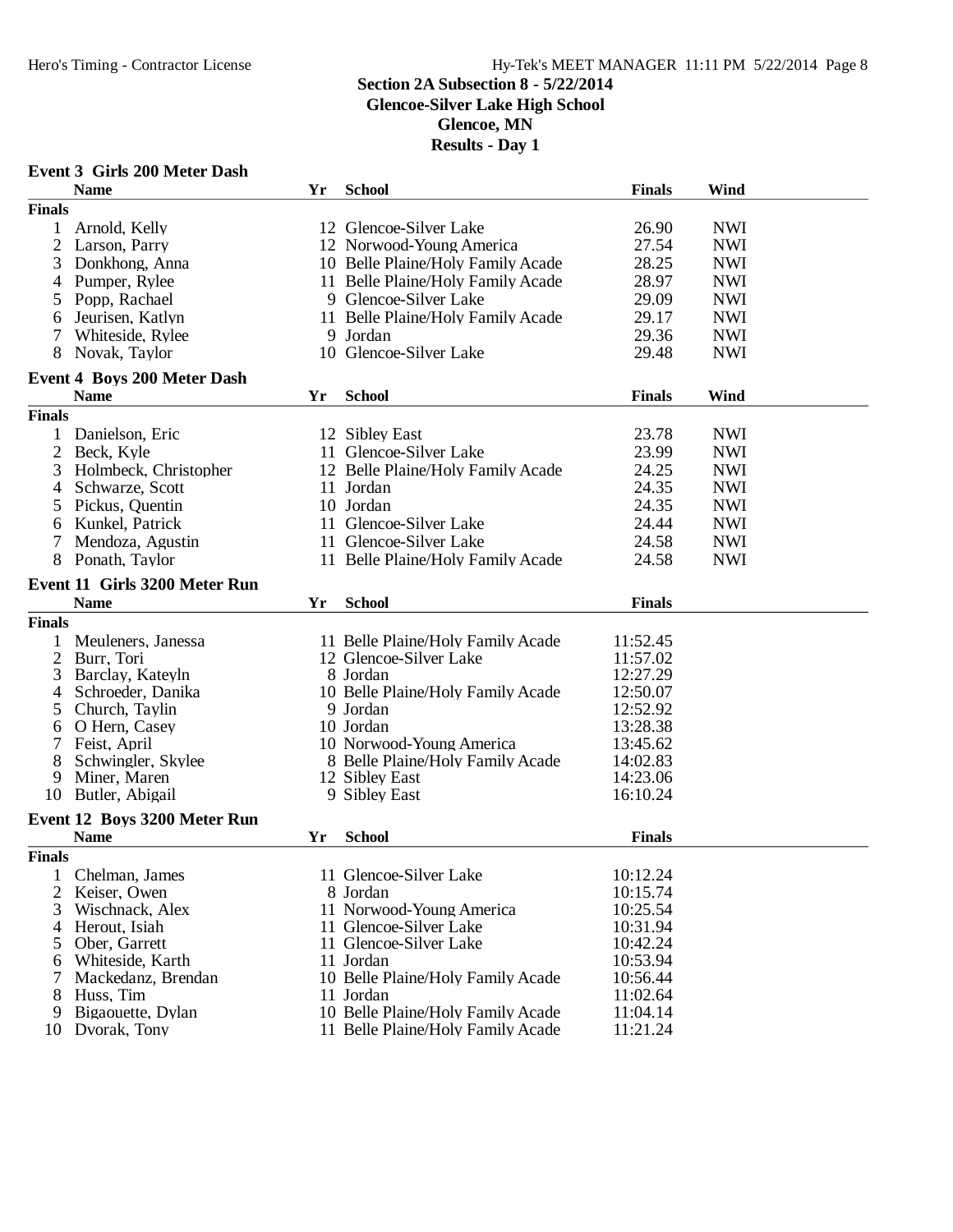## Section 2A Subsection 8 - 5/22/2014
## Glencoe-Silver Lake High School
## Glencoe, MN
## Results - Day 1

### Event 3 Girls 200 Meter Dash

| | Name | Yr | School | Finals | Wind |
|---|---|---|---|---|---|
| **Finals** | | | | | |
| 1 | Arnold, Kelly | 12 | Glencoe-Silver Lake | 26.90 | NWI |
| 2 | Larson, Parry | 12 | Norwood-Young America | 27.54 | NWI |
| 3 | Donkhong, Anna | 10 | Belle Plaine/Holy Family Acade | 28.25 | NWI |
| 4 | Pumper, Rylee | 11 | Belle Plaine/Holy Family Acade | 28.97 | NWI |
| 5 | Popp, Rachael | 9 | Glencoe-Silver Lake | 29.09 | NWI |
| 6 | Jeurisen, Katlyn | 11 | Belle Plaine/Holy Family Acade | 29.17 | NWI |
| 7 | Whiteside, Rylee | 9 | Jordan | 29.36 | NWI |
| 8 | Novak, Taylor | 10 | Glencoe-Silver Lake | 29.48 | NWI |

### Event 4 Boys 200 Meter Dash

| | Name | Yr | School | Finals | Wind |
|---|---|---|---|---|---|
| **Finals** | | | | | |
| 1 | Danielson, Eric | 12 | Sibley East | 23.78 | NWI |
| 2 | Beck, Kyle | 11 | Glencoe-Silver Lake | 23.99 | NWI |
| 3 | Holmbeck, Christopher | 12 | Belle Plaine/Holy Family Acade | 24.25 | NWI |
| 4 | Schwarze, Scott | 11 | Jordan | 24.35 | NWI |
| 5 | Pickus, Quentin | 10 | Jordan | 24.35 | NWI |
| 6 | Kunkel, Patrick | 11 | Glencoe-Silver Lake | 24.44 | NWI |
| 7 | Mendoza, Agustin | 11 | Glencoe-Silver Lake | 24.58 | NWI |
| 8 | Ponath, Taylor | 11 | Belle Plaine/Holy Family Acade | 24.58 | NWI |

### Event 11 Girls 3200 Meter Run

| | Name | Yr | School | Finals |
|---|---|---|---|---|
| **Finals** | | | | |
| 1 | Meuleners, Janessa | 11 | Belle Plaine/Holy Family Acade | 11:52.45 |
| 2 | Burr, Tori | 12 | Glencoe-Silver Lake | 11:57.02 |
| 3 | Barclay, Kateyln | 8 | Jordan | 12:27.29 |
| 4 | Schroeder, Danika | 10 | Belle Plaine/Holy Family Acade | 12:50.07 |
| 5 | Church, Taylin | 9 | Jordan | 12:52.92 |
| 6 | O Hern, Casey | 10 | Jordan | 13:28.38 |
| 7 | Feist, April | 10 | Norwood-Young America | 13:45.62 |
| 8 | Schwingler, Skylee | 8 | Belle Plaine/Holy Family Acade | 14:02.83 |
| 9 | Miner, Maren | 12 | Sibley East | 14:23.06 |
| 10 | Butler, Abigail | 9 | Sibley East | 16:10.24 |

### Event 12 Boys 3200 Meter Run

| | Name | Yr | School | Finals |
|---|---|---|---|---|
| **Finals** | | | | |
| 1 | Chelman, James | 11 | Glencoe-Silver Lake | 10:12.24 |
| 2 | Keiser, Owen | 8 | Jordan | 10:15.74 |
| 3 | Wischnack, Alex | 11 | Norwood-Young America | 10:25.54 |
| 4 | Herout, Isiah | 11 | Glencoe-Silver Lake | 10:31.94 |
| 5 | Ober, Garrett | 11 | Glencoe-Silver Lake | 10:42.24 |
| 6 | Whiteside, Karth | 11 | Jordan | 10:53.94 |
| 7 | Mackedanz, Brendan | 10 | Belle Plaine/Holy Family Acade | 10:56.44 |
| 8 | Huss, Tim | 11 | Jordan | 11:02.64 |
| 9 | Bigaouette, Dylan | 10 | Belle Plaine/Holy Family Acade | 11:04.14 |
| 10 | Dvorak, Tony | 11 | Belle Plaine/Holy Family Acade | 11:21.24 |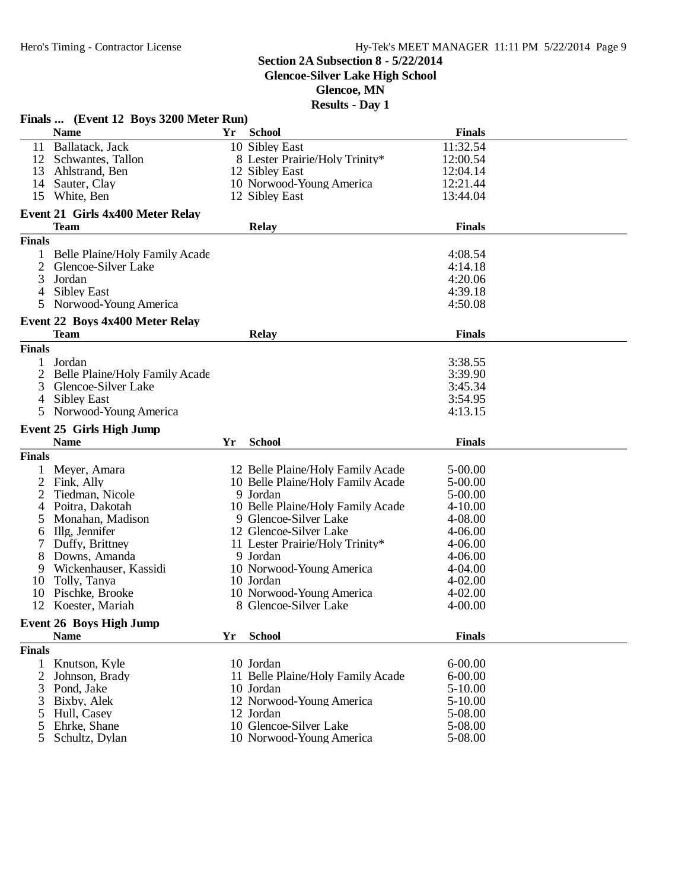**Section 2A Subsection 8 - 5/22/2014**
**Glencoe-Silver Lake High School**
**Glencoe, MN**
**Results - Day 1**

### Finals ... (Event 12 Boys 3200 Meter Run)

| | Name | Yr | School | Finals |
|---|---|---|---|---|
| 11 | Ballatack, Jack | 10 | Sibley East | 11:32.54 |
| 12 | Schwantes, Tallon | 8 | Lester Prairie/Holy Trinity* | 12:00.54 |
| 13 | Ahlstrand, Ben | 12 | Sibley East | 12:04.14 |
| 14 | Sauter, Clay | 10 | Norwood-Young America | 12:21.44 |
| 15 | White, Ben | 12 | Sibley East | 13:44.04 |

### Event 21 Girls 4x400 Meter Relay

| | Team | Relay | Finals |
|---|---|---|---|
| **Finals** | | | |
| 1 | Belle Plaine/Holy Family Acade | | 4:08.54 |
| 2 | Glencoe-Silver Lake | | 4:14.18 |
| 3 | Jordan | | 4:20.06 |
| 4 | Sibley East | | 4:39.18 |
| 5 | Norwood-Young America | | 4:50.08 |

### Event 22 Boys 4x400 Meter Relay

| | Team | Relay | Finals |
|---|---|---|---|
| **Finals** | | | |
| 1 | Jordan | | 3:38.55 |
| 2 | Belle Plaine/Holy Family Acade | | 3:39.90 |
| 3 | Glencoe-Silver Lake | | 3:45.34 |
| 4 | Sibley East | | 3:54.95 |
| 5 | Norwood-Young America | | 4:13.15 |

### Event 25 Girls High Jump

| | Name | Yr | School | Finals |
|---|---|---|---|---|
| **Finals** | | | | |
| 1 | Meyer, Amara | 12 | Belle Plaine/Holy Family Acade | 5-00.00 |
| 2 | Fink, Ally | 10 | Belle Plaine/Holy Family Acade | 5-00.00 |
| 2 | Tiedman, Nicole | 9 | Jordan | 5-00.00 |
| 4 | Poitra, Dakotah | 10 | Belle Plaine/Holy Family Acade | 4-10.00 |
| 5 | Monahan, Madison | 9 | Glencoe-Silver Lake | 4-08.00 |
| 6 | Illg, Jennifer | 12 | Glencoe-Silver Lake | 4-06.00 |
| 7 | Duffy, Brittney | 11 | Lester Prairie/Holy Trinity* | 4-06.00 |
| 8 | Downs, Amanda | 9 | Jordan | 4-06.00 |
| 9 | Wickenhauser, Kassidi | 10 | Norwood-Young America | 4-04.00 |
| 10 | Tolly, Tanya | 10 | Jordan | 4-02.00 |
| 10 | Pischke, Brooke | 10 | Norwood-Young America | 4-02.00 |
| 12 | Koester, Mariah | 8 | Glencoe-Silver Lake | 4-00.00 |

### Event 26 Boys High Jump

| | Name | Yr | School | Finals |
|---|---|---|---|---|
| **Finals** | | | | |
| 1 | Knutson, Kyle | 10 | Jordan | 6-00.00 |
| 2 | Johnson, Brady | 11 | Belle Plaine/Holy Family Acade | 6-00.00 |
| 3 | Pond, Jake | 10 | Jordan | 5-10.00 |
| 3 | Bixby, Alek | 12 | Norwood-Young America | 5-10.00 |
| 5 | Hull, Casey | 12 | Jordan | 5-08.00 |
| 5 | Ehrke, Shane | 10 | Glencoe-Silver Lake | 5-08.00 |
| 5 | Schultz, Dylan | 10 | Norwood-Young America | 5-08.00 |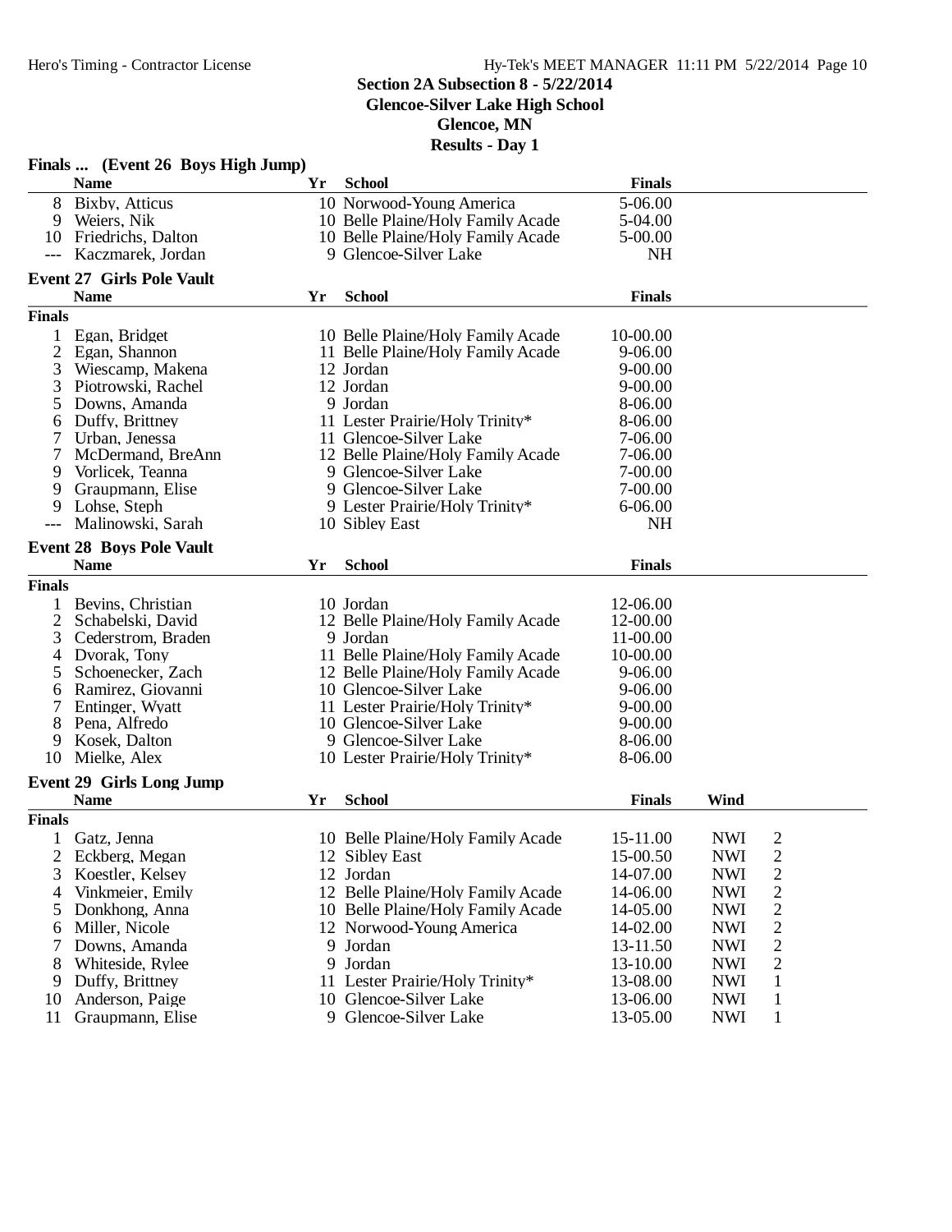**Section 2A Subsection 8 - 5/22/2014**
**Glencoe-Silver Lake High School**
**Glencoe, MN**
**Results - Day 1**

### Finals ... (Event 26 Boys High Jump)

| | Name | Yr | School | Finals |
|---|---|---|---|---|
| 8 | Bixby, Atticus | 10 | Norwood-Young America | 5-06.00 |
| 9 | Weiers, Nik | 10 | Belle Plaine/Holy Family Acade | 5-04.00 |
| 10 | Friedrichs, Dalton | 10 | Belle Plaine/Holy Family Acade | 5-00.00 |
| --- | Kaczmarek, Jordan | 9 | Glencoe-Silver Lake | NH |

### Event 27 Girls Pole Vault

**Finals**

| | Name | Yr | School | Finals |
|---|---|---|---|---|
| 1 | Egan, Bridget | 10 | Belle Plaine/Holy Family Acade | 10-00.00 |
| 2 | Egan, Shannon | 11 | Belle Plaine/Holy Family Acade | 9-06.00 |
| 3 | Wiescamp, Makena | 12 | Jordan | 9-00.00 |
| 3 | Piotrowski, Rachel | 12 | Jordan | 9-00.00 |
| 5 | Downs, Amanda | 9 | Jordan | 8-06.00 |
| 6 | Duffy, Brittney | 11 | Lester Prairie/Holy Trinity* | 8-06.00 |
| 7 | Urban, Jenessa | 11 | Glencoe-Silver Lake | 7-06.00 |
| 7 | McDermand, BreAnn | 12 | Belle Plaine/Holy Family Acade | 7-06.00 |
| 9 | Vorlicek, Teanna | 9 | Glencoe-Silver Lake | 7-00.00 |
| 9 | Graupmann, Elise | 9 | Glencoe-Silver Lake | 7-00.00 |
| 9 | Lohse, Steph | 9 | Lester Prairie/Holy Trinity* | 6-06.00 |
| --- | Malinowski, Sarah | 10 | Sibley East | NH |

### Event 28 Boys Pole Vault

**Finals**

| | Name | Yr | School | Finals |
|---|---|---|---|---|
| 1 | Bevins, Christian | 10 | Jordan | 12-06.00 |
| 2 | Schabelski, David | 12 | Belle Plaine/Holy Family Acade | 12-00.00 |
| 3 | Cederstrom, Braden | 9 | Jordan | 11-00.00 |
| 4 | Dvorak, Tony | 11 | Belle Plaine/Holy Family Acade | 10-00.00 |
| 5 | Schoenecker, Zach | 12 | Belle Plaine/Holy Family Acade | 9-06.00 |
| 6 | Ramirez, Giovanni | 10 | Glencoe-Silver Lake | 9-06.00 |
| 7 | Entinger, Wyatt | 11 | Lester Prairie/Holy Trinity* | 9-00.00 |
| 8 | Pena, Alfredo | 10 | Glencoe-Silver Lake | 9-00.00 |
| 9 | Kosek, Dalton | 9 | Glencoe-Silver Lake | 8-06.00 |
| 10 | Mielke, Alex | 10 | Lester Prairie/Holy Trinity* | 8-06.00 |

### Event 29 Girls Long Jump

**Finals**

| | Name | Yr | School | Finals | Wind | |
|---|---|---|---|---|---|---|
| 1 | Gatz, Jenna | 10 | Belle Plaine/Holy Family Acade | 15-11.00 | NWI | 2 |
| 2 | Eckberg, Megan | 12 | Sibley East | 15-00.50 | NWI | 2 |
| 3 | Koestler, Kelsey | 12 | Jordan | 14-07.00 | NWI | 2 |
| 4 | Vinkmeier, Emily | 12 | Belle Plaine/Holy Family Acade | 14-06.00 | NWI | 2 |
| 5 | Donkhong, Anna | 10 | Belle Plaine/Holy Family Acade | 14-05.00 | NWI | 2 |
| 6 | Miller, Nicole | 12 | Norwood-Young America | 14-02.00 | NWI | 2 |
| 7 | Downs, Amanda | 9 | Jordan | 13-11.50 | NWI | 2 |
| 8 | Whiteside, Rylee | 9 | Jordan | 13-10.00 | NWI | 2 |
| 9 | Duffy, Brittney | 11 | Lester Prairie/Holy Trinity* | 13-08.00 | NWI | 1 |
| 10 | Anderson, Paige | 10 | Glencoe-Silver Lake | 13-06.00 | NWI | 1 |
| 11 | Graupmann, Elise | 9 | Glencoe-Silver Lake | 13-05.00 | NWI | 1 |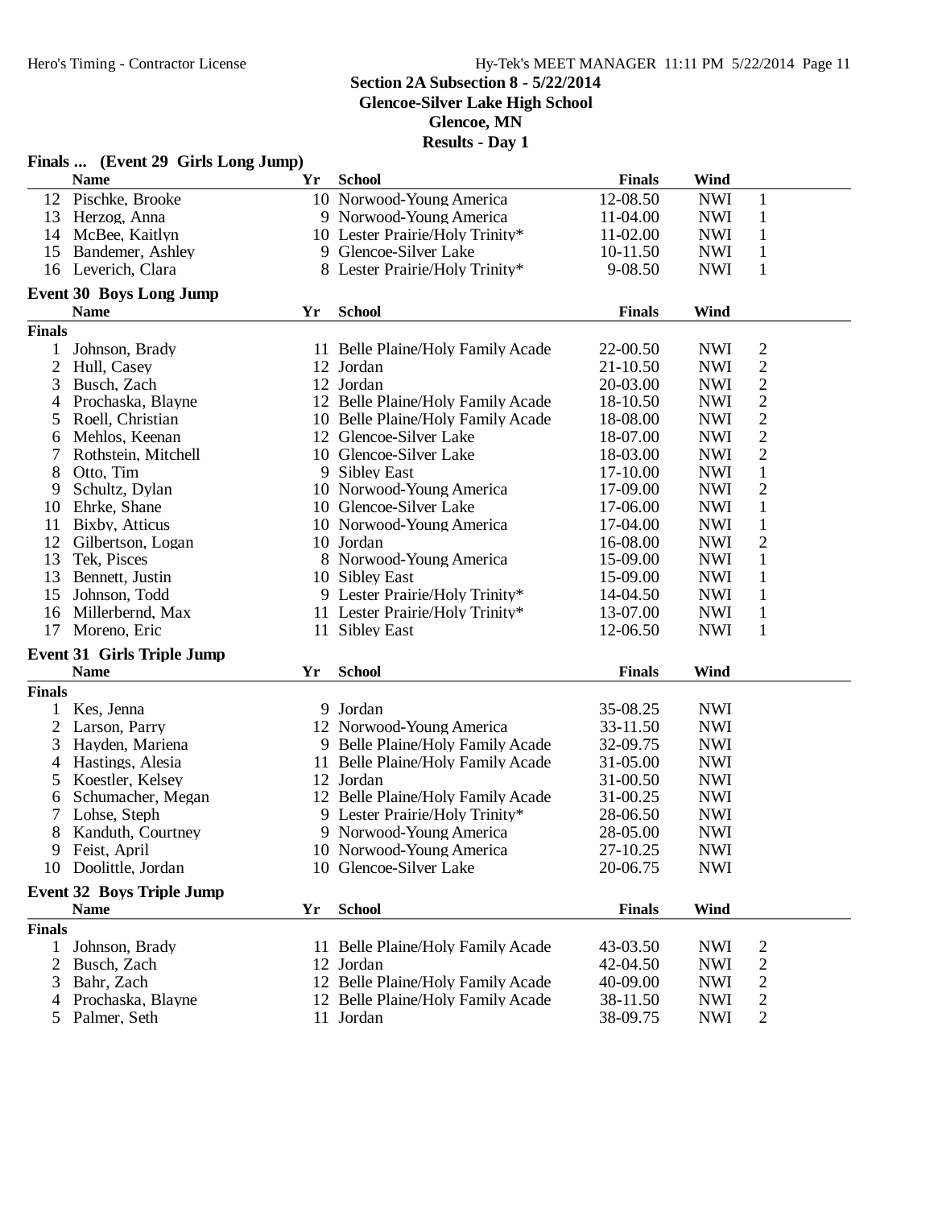**Section 2A Subsection 8 - 5/22/2014**
**Glencoe-Silver Lake High School**
**Glencoe, MN**
**Results - Day 1**

### Finals ... (Event 29 Girls Long Jump)

| | Name | Yr | School | Finals | Wind | |
|---|---|---|---|---|---|---|
| 12 | Pischke, Brooke | 10 | Norwood-Young America | 12-08.50 | NWI | 1 |
| 13 | Herzog, Anna | 9 | Norwood-Young America | 11-04.00 | NWI | 1 |
| 14 | McBee, Kaitlyn | 10 | Lester Prairie/Holy Trinity* | 11-02.00 | NWI | 1 |
| 15 | Bandemer, Ashley | 9 | Glencoe-Silver Lake | 10-11.50 | NWI | 1 |
| 16 | Leverich, Clara | 8 | Lester Prairie/Holy Trinity* | 9-08.50 | NWI | 1 |

### Event 30 Boys Long Jump

**Finals**

| | Name | Yr | School | Finals | Wind | |
|---|---|---|---|---|---|---|
| 1 | Johnson, Brady | 11 | Belle Plaine/Holy Family Acade | 22-00.50 | NWI | 2 |
| 2 | Hull, Casey | 12 | Jordan | 21-10.50 | NWI | 2 |
| 3 | Busch, Zach | 12 | Jordan | 20-03.00 | NWI | 2 |
| 4 | Prochaska, Blayne | 12 | Belle Plaine/Holy Family Acade | 18-10.50 | NWI | 2 |
| 5 | Roell, Christian | 10 | Belle Plaine/Holy Family Acade | 18-08.00 | NWI | 2 |
| 6 | Mehlos, Keenan | 12 | Glencoe-Silver Lake | 18-07.00 | NWI | 2 |
| 7 | Rothstein, Mitchell | 10 | Glencoe-Silver Lake | 18-03.00 | NWI | 2 |
| 8 | Otto, Tim | 9 | Sibley East | 17-10.00 | NWI | 1 |
| 9 | Schultz, Dylan | 10 | Norwood-Young America | 17-09.00 | NWI | 2 |
| 10 | Ehrke, Shane | 10 | Glencoe-Silver Lake | 17-06.00 | NWI | 1 |
| 11 | Bixby, Atticus | 10 | Norwood-Young America | 17-04.00 | NWI | 1 |
| 12 | Gilbertson, Logan | 10 | Jordan | 16-08.00 | NWI | 2 |
| 13 | Tek, Pisces | 8 | Norwood-Young America | 15-09.00 | NWI | 1 |
| 13 | Bennett, Justin | 10 | Sibley East | 15-09.00 | NWI | 1 |
| 15 | Johnson, Todd | 9 | Lester Prairie/Holy Trinity* | 14-04.50 | NWI | 1 |
| 16 | Millerbernd, Max | 11 | Lester Prairie/Holy Trinity* | 13-07.00 | NWI | 1 |
| 17 | Moreno, Eric | 11 | Sibley East | 12-06.50 | NWI | 1 |

### Event 31 Girls Triple Jump

**Finals**

| | Name | Yr | School | Finals | Wind |
|---|---|---|---|---|---|
| 1 | Kes, Jenna | 9 | Jordan | 35-08.25 | NWI |
| 2 | Larson, Parry | 12 | Norwood-Young America | 33-11.50 | NWI |
| 3 | Hayden, Mariena | 9 | Belle Plaine/Holy Family Acade | 32-09.75 | NWI |
| 4 | Hastings, Alesia | 11 | Belle Plaine/Holy Family Acade | 31-05.00 | NWI |
| 5 | Koestler, Kelsey | 12 | Jordan | 31-00.50 | NWI |
| 6 | Schumacher, Megan | 12 | Belle Plaine/Holy Family Acade | 31-00.25 | NWI |
| 7 | Lohse, Steph | 9 | Lester Prairie/Holy Trinity* | 28-06.50 | NWI |
| 8 | Kanduth, Courtney | 9 | Norwood-Young America | 28-05.00 | NWI |
| 9 | Feist, April | 10 | Norwood-Young America | 27-10.25 | NWI |
| 10 | Doolittle, Jordan | 10 | Glencoe-Silver Lake | 20-06.75 | NWI |

### Event 32 Boys Triple Jump

**Finals**

| | Name | Yr | School | Finals | Wind | |
|---|---|---|---|---|---|---|
| 1 | Johnson, Brady | 11 | Belle Plaine/Holy Family Acade | 43-03.50 | NWI | 2 |
| 2 | Busch, Zach | 12 | Jordan | 42-04.50 | NWI | 2 |
| 3 | Bahr, Zach | 12 | Belle Plaine/Holy Family Acade | 40-09.00 | NWI | 2 |
| 4 | Prochaska, Blayne | 12 | Belle Plaine/Holy Family Acade | 38-11.50 | NWI | 2 |
| 5 | Palmer, Seth | 11 | Jordan | 38-09.75 | NWI | 2 |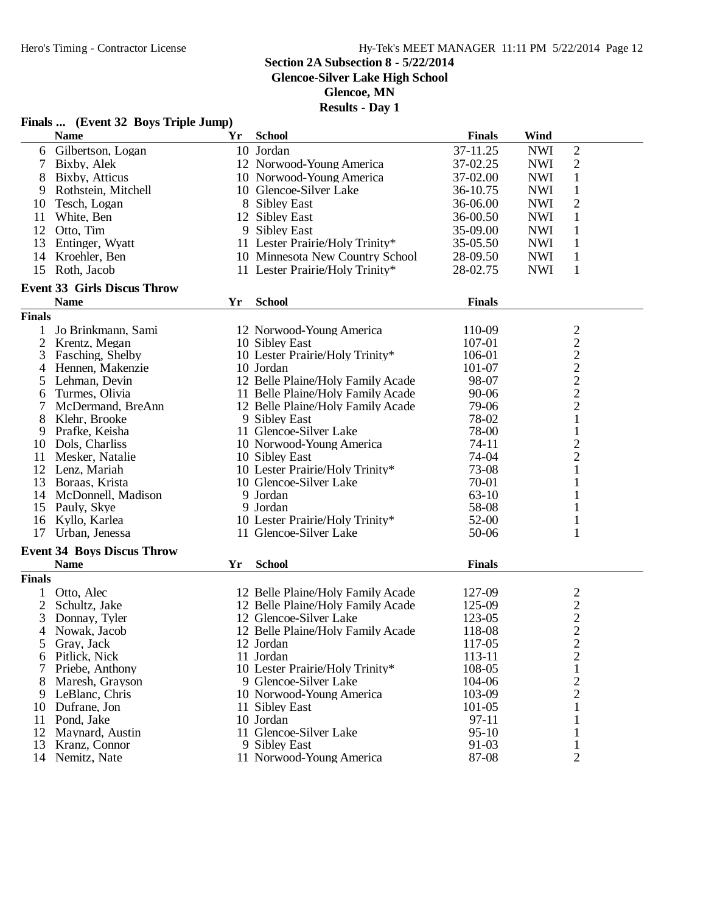## Section 2A Subsection 8 - 5/22/2014

**Glencoe-Silver Lake High School**

**Glencoe, MN**

**Results - Day 1**

### Finals ... (Event 32 Boys Triple Jump)

| | Name | Yr | School | Finals | Wind | |
|---|---|---|---|---|---|---|
| 6 | Gilbertson, Logan | 10 | Jordan | 37-11.25 | NWI | 2 |
| 7 | Bixby, Alek | 12 | Norwood-Young America | 37-02.25 | NWI | 2 |
| 8 | Bixby, Atticus | 10 | Norwood-Young America | 37-02.00 | NWI | 1 |
| 9 | Rothstein, Mitchell | 10 | Glencoe-Silver Lake | 36-10.75 | NWI | 1 |
| 10 | Tesch, Logan | 8 | Sibley East | 36-06.00 | NWI | 2 |
| 11 | White, Ben | 12 | Sibley East | 36-00.50 | NWI | 1 |
| 12 | Otto, Tim | 9 | Sibley East | 35-09.00 | NWI | 1 |
| 13 | Entinger, Wyatt | 11 | Lester Prairie/Holy Trinity* | 35-05.50 | NWI | 1 |
| 14 | Kroehler, Ben | 10 | Minnesota New Country School | 28-09.50 | NWI | 1 |
| 15 | Roth, Jacob | 11 | Lester Prairie/Holy Trinity* | 28-02.75 | NWI | 1 |

### Event 33 Girls Discus Throw

**Finals**

| | Name | Yr | School | Finals | |
|---|---|---|---|---|---|
| 1 | Jo Brinkmann, Sami | 12 | Norwood-Young America | 110-09 | 2 |
| 2 | Krentz, Megan | 10 | Sibley East | 107-01 | 2 |
| 3 | Fasching, Shelby | 10 | Lester Prairie/Holy Trinity* | 106-01 | 2 |
| 4 | Hennen, Makenzie | 10 | Jordan | 101-07 | 2 |
| 5 | Lehman, Devin | 12 | Belle Plaine/Holy Family Acade | 98-07 | 2 |
| 6 | Turmes, Olivia | 11 | Belle Plaine/Holy Family Acade | 90-06 | 2 |
| 7 | McDermand, BreAnn | 12 | Belle Plaine/Holy Family Acade | 79-06 | 2 |
| 8 | Klehr, Brooke | 9 | Sibley East | 78-02 | 1 |
| 9 | Prafke, Keisha | 11 | Glencoe-Silver Lake | 78-00 | 1 |
| 10 | Dols, Charliss | 10 | Norwood-Young America | 74-11 | 2 |
| 11 | Mesker, Natalie | 10 | Sibley East | 74-04 | 2 |
| 12 | Lenz, Mariah | 10 | Lester Prairie/Holy Trinity* | 73-08 | 1 |
| 13 | Boraas, Krista | 10 | Glencoe-Silver Lake | 70-01 | 1 |
| 14 | McDonnell, Madison | 9 | Jordan | 63-10 | 1 |
| 15 | Pauly, Skye | 9 | Jordan | 58-08 | 1 |
| 16 | Kyllo, Karlea | 10 | Lester Prairie/Holy Trinity* | 52-00 | 1 |
| 17 | Urban, Jenessa | 11 | Glencoe-Silver Lake | 50-06 | 1 |

### Event 34 Boys Discus Throw

**Finals**

| | Name | Yr | School | Finals | |
|---|---|---|---|---|---|
| 1 | Otto, Alec | 12 | Belle Plaine/Holy Family Acade | 127-09 | 2 |
| 2 | Schultz, Jake | 12 | Belle Plaine/Holy Family Acade | 125-09 | 2 |
| 3 | Donnay, Tyler | 12 | Glencoe-Silver Lake | 123-05 | 2 |
| 4 | Nowak, Jacob | 12 | Belle Plaine/Holy Family Acade | 118-08 | 2 |
| 5 | Gray, Jack | 12 | Jordan | 117-05 | 2 |
| 6 | Pitlick, Nick | 11 | Jordan | 113-11 | 2 |
| 7 | Priebe, Anthony | 10 | Lester Prairie/Holy Trinity* | 108-05 | 1 |
| 8 | Maresh, Grayson | 9 | Glencoe-Silver Lake | 104-06 | 2 |
| 9 | LeBlanc, Chris | 10 | Norwood-Young America | 103-09 | 2 |
| 10 | Dufrane, Jon | 11 | Sibley East | 101-05 | 1 |
| 11 | Pond, Jake | 10 | Jordan | 97-11 | 1 |
| 12 | Maynard, Austin | 11 | Glencoe-Silver Lake | 95-10 | 1 |
| 13 | Kranz, Connor | 9 | Sibley East | 91-03 | 1 |
| 14 | Nemitz, Nate | 11 | Norwood-Young America | 87-08 | 2 |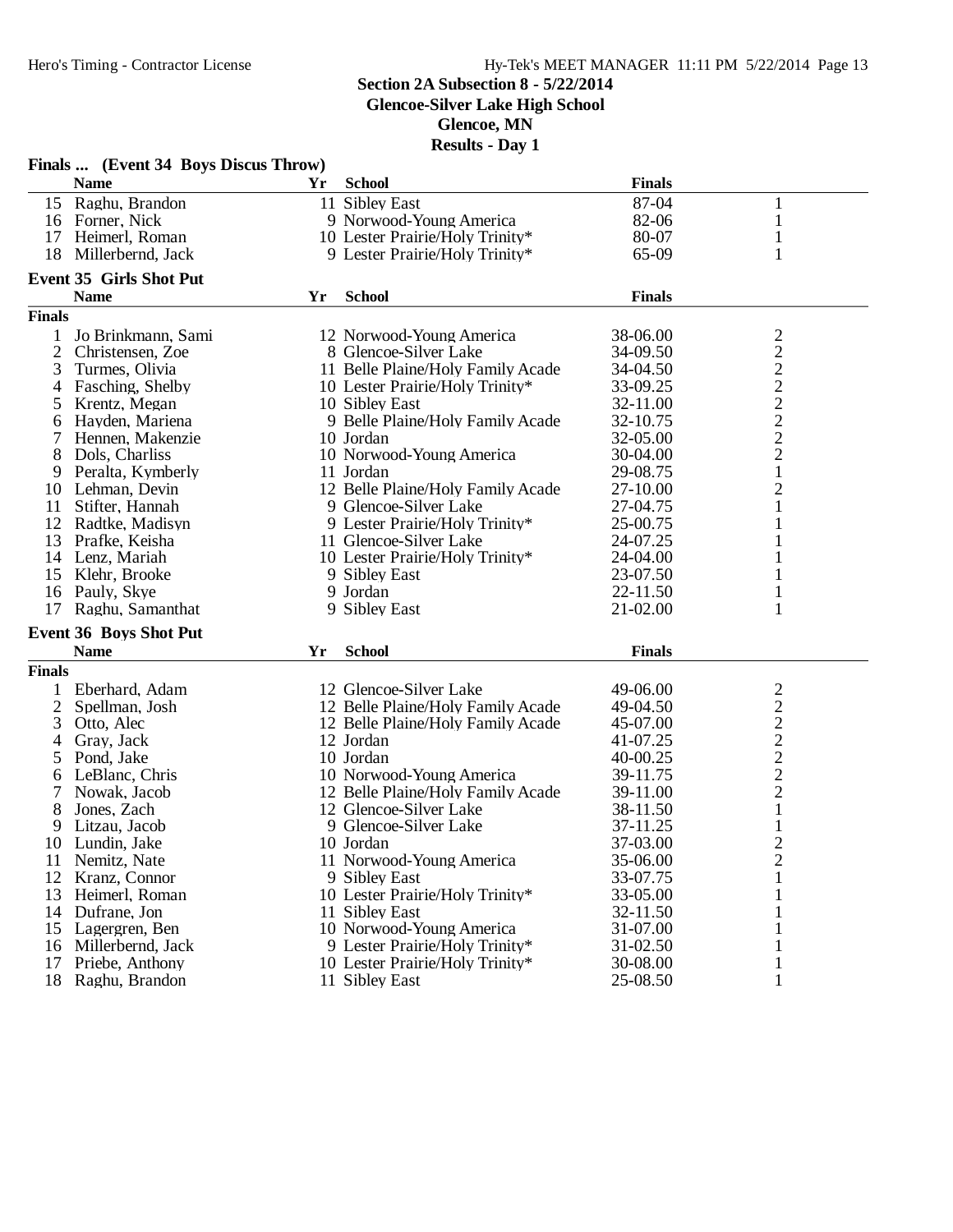## Section 2A Subsection 8 - 5/22/2014
## Glencoe-Silver Lake High School
## Glencoe, MN
## Results - Day 1

### Finals ... (Event 34 Boys Discus Throw)

| | Name | Yr | School | Finals | |
|---|---|---|---|---|---|
| 15 | Raghu, Brandon | 11 | Sibley East | 87-04 | 1 |
| 16 | Forner, Nick | 9 | Norwood-Young America | 82-06 | 1 |
| 17 | Heimerl, Roman | 10 | Lester Prairie/Holy Trinity* | 80-07 | 1 |
| 18 | Millerbernd, Jack | 9 | Lester Prairie/Holy Trinity* | 65-09 | 1 |

### Event 35 Girls Shot Put

| | Name | Yr | School | Finals | |
|---|---|---|---|---|---|
| **Finals** | | | | | |
| 1 | Jo Brinkmann, Sami | 12 | Norwood-Young America | 38-06.00 | 2 |
| 2 | Christensen, Zoe | 8 | Glencoe-Silver Lake | 34-09.50 | 2 |
| 3 | Turmes, Olivia | 11 | Belle Plaine/Holy Family Acade | 34-04.50 | 2 |
| 4 | Fasching, Shelby | 10 | Lester Prairie/Holy Trinity* | 33-09.25 | 2 |
| 5 | Krentz, Megan | 10 | Sibley East | 32-11.00 | 2 |
| 6 | Hayden, Mariena | 9 | Belle Plaine/Holy Family Acade | 32-10.75 | 2 |
| 7 | Hennen, Makenzie | 10 | Jordan | 32-05.00 | 2 |
| 8 | Dols, Charliss | 10 | Norwood-Young America | 30-04.00 | 2 |
| 9 | Peralta, Kymberly | 11 | Jordan | 29-08.75 | 1 |
| 10 | Lehman, Devin | 12 | Belle Plaine/Holy Family Acade | 27-10.00 | 2 |
| 11 | Stifter, Hannah | 9 | Glencoe-Silver Lake | 27-04.75 | 1 |
| 12 | Radtke, Madisyn | 9 | Lester Prairie/Holy Trinity* | 25-00.75 | 1 |
| 13 | Prafke, Keisha | 11 | Glencoe-Silver Lake | 24-07.25 | 1 |
| 14 | Lenz, Mariah | 10 | Lester Prairie/Holy Trinity* | 24-04.00 | 1 |
| 15 | Klehr, Brooke | 9 | Sibley East | 23-07.50 | 1 |
| 16 | Pauly, Skye | 9 | Jordan | 22-11.50 | 1 |
| 17 | Raghu, Samanthat | 9 | Sibley East | 21-02.00 | 1 |

### Event 36 Boys Shot Put

| | Name | Yr | School | Finals | |
|---|---|---|---|---|---|
| **Finals** | | | | | |
| 1 | Eberhard, Adam | 12 | Glencoe-Silver Lake | 49-06.00 | 2 |
| 2 | Spellman, Josh | 12 | Belle Plaine/Holy Family Acade | 49-04.50 | 2 |
| 3 | Otto, Alec | 12 | Belle Plaine/Holy Family Acade | 45-07.00 | 2 |
| 4 | Gray, Jack | 12 | Jordan | 41-07.25 | 2 |
| 5 | Pond, Jake | 10 | Jordan | 40-00.25 | 2 |
| 6 | LeBlanc, Chris | 10 | Norwood-Young America | 39-11.75 | 2 |
| 7 | Nowak, Jacob | 12 | Belle Plaine/Holy Family Acade | 39-11.00 | 2 |
| 8 | Jones, Zach | 12 | Glencoe-Silver Lake | 38-11.50 | 1 |
| 9 | Litzau, Jacob | 9 | Glencoe-Silver Lake | 37-11.25 | 1 |
| 10 | Lundin, Jake | 10 | Jordan | 37-03.00 | 2 |
| 11 | Nemitz, Nate | 11 | Norwood-Young America | 35-06.00 | 2 |
| 12 | Kranz, Connor | 9 | Sibley East | 33-07.75 | 1 |
| 13 | Heimerl, Roman | 10 | Lester Prairie/Holy Trinity* | 33-05.00 | 1 |
| 14 | Dufrane, Jon | 11 | Sibley East | 32-11.50 | 1 |
| 15 | Lagergren, Ben | 10 | Norwood-Young America | 31-07.00 | 1 |
| 16 | Millerbernd, Jack | 9 | Lester Prairie/Holy Trinity* | 31-02.50 | 1 |
| 17 | Priebe, Anthony | 10 | Lester Prairie/Holy Trinity* | 30-08.00 | 1 |
| 18 | Raghu, Brandon | 11 | Sibley East | 25-08.50 | 1 |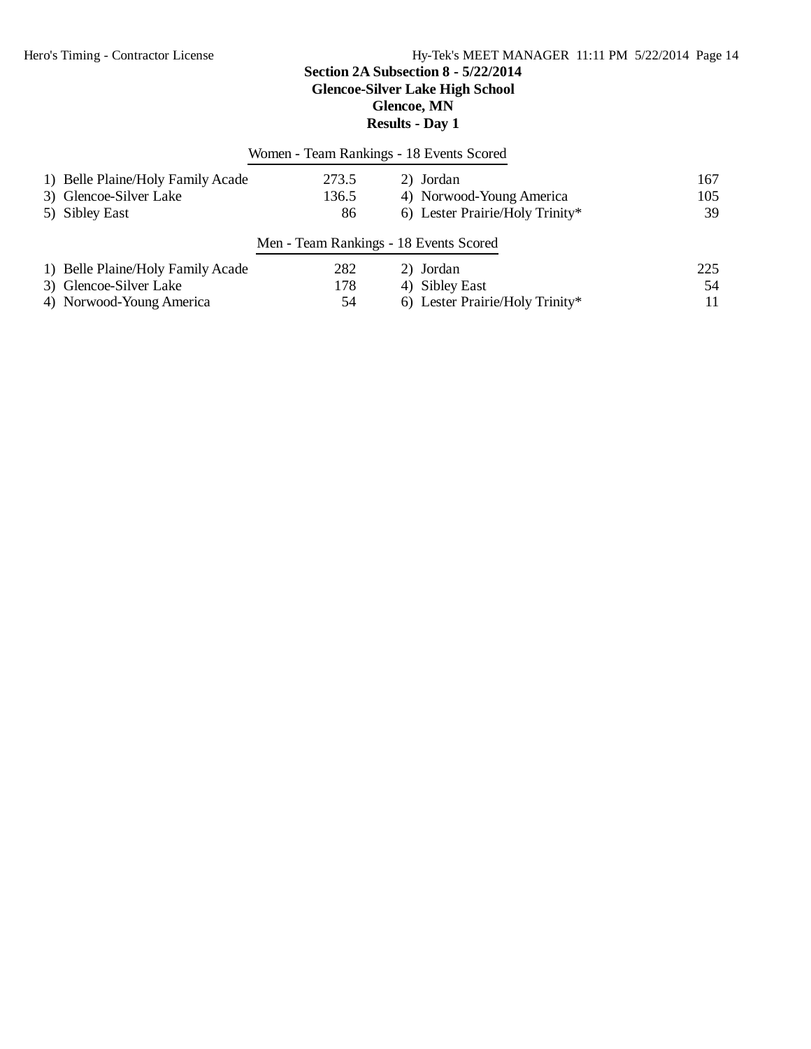**Section 2A Subsection 8 - 5/22/2014**
**Glencoe-Silver Lake High School**
**Glencoe, MN**
**Results - Day 1**

### Women - Team Rankings - 18 Events Scored

| | | | |
|---|---|---|---|
| 1) Belle Plaine/Holy Family Acade | 273.5 | 2) Jordan | 167 |
| 3) Glencoe-Silver Lake | 136.5 | 4) Norwood-Young America | 105 |
| 5) Sibley East | 86 | 6) Lester Prairie/Holy Trinity* | 39 |

### Men - Team Rankings - 18 Events Scored

| | | | |
|---|---|---|---|
| 1) Belle Plaine/Holy Family Acade | 282 | 2) Jordan | 225 |
| 3) Glencoe-Silver Lake | 178 | 4) Sibley East | 54 |
| 4) Norwood-Young America | 54 | 6) Lester Prairie/Holy Trinity* | 11 |